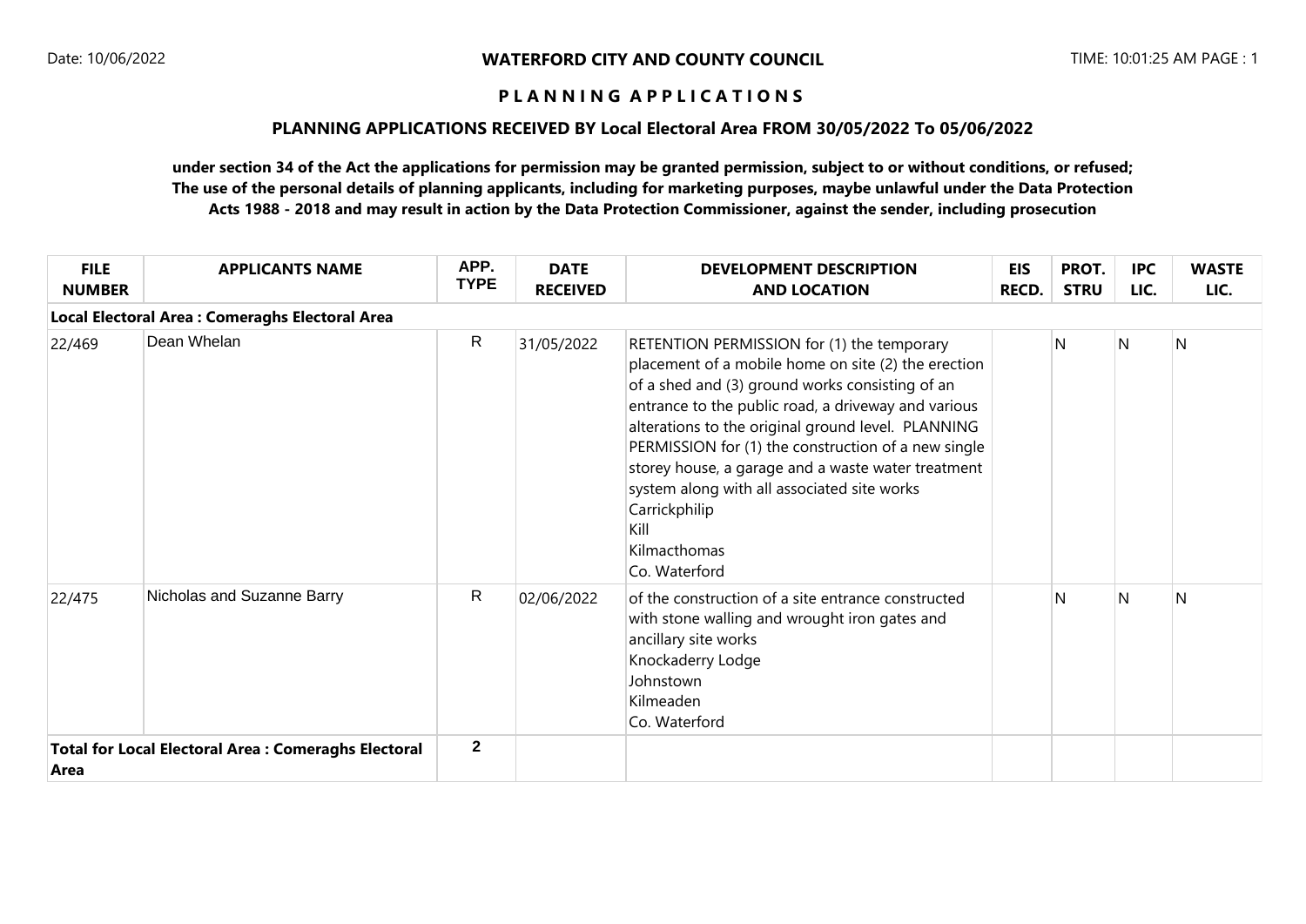**WATERFORD CITY AND COUNTY COUNCIL**

Date: 10/06/2022

TIME: 10:01:25 AM

# PLANNING APPLICATIONS

## PLANNING APPLICATIONS RECEIVED BY Local Electoral Area FROM 30/05/2022 To 05/06/2022

**under section 34 of the Act the applications for permission may be granted permission, subject to or without conditions, or refused; The use of the personal details of planning applicants, including for marketing purposes, maybe unlawful under the Data Protection Acts 1988 - 2018 and may result in action by the Data Protection Commissioner, against the sender, including prosecution**

| FILE NUMBER | APPLICANTS NAME | APP. TYPE | DATE RECEIVED | DEVELOPMENT DESCRIPTION AND LOCATION | EIS RECD. | PROT. STRU | IPC LIC. | WASTE LIC. |
|---|---|---|---|---|---|---|---|---|
| **Local Electoral Area : Comeraghs Electoral Area** | | | | | | | | |
| 22/469 | Dean Whelan | R | 31/05/2022 | RETENTION PERMISSION for (1) the temporary placement of a mobile home on site (2) the erection of a shed and (3) ground works consisting of an entrance to the public road, a driveway and various alterations to the original ground level. PLANNING PERMISSION for (1) the construction of a new single storey house, a garage and a waste water treatment system along with all associated site works Carrickphilip Kill Kilmacthomas Co. Waterford | | N | N | N |
| 22/475 | Nicholas and Suzanne Barry | R | 02/06/2022 | of the construction of a site entrance constructed with stone walling and wrought iron gates and ancillary site works Knockaderry Lodge Johnstown Kilmeaden Co. Waterford | | N | N | N |
| **Total for Local Electoral Area : Comeraghs Electoral Area** | | **2** | | | | | | |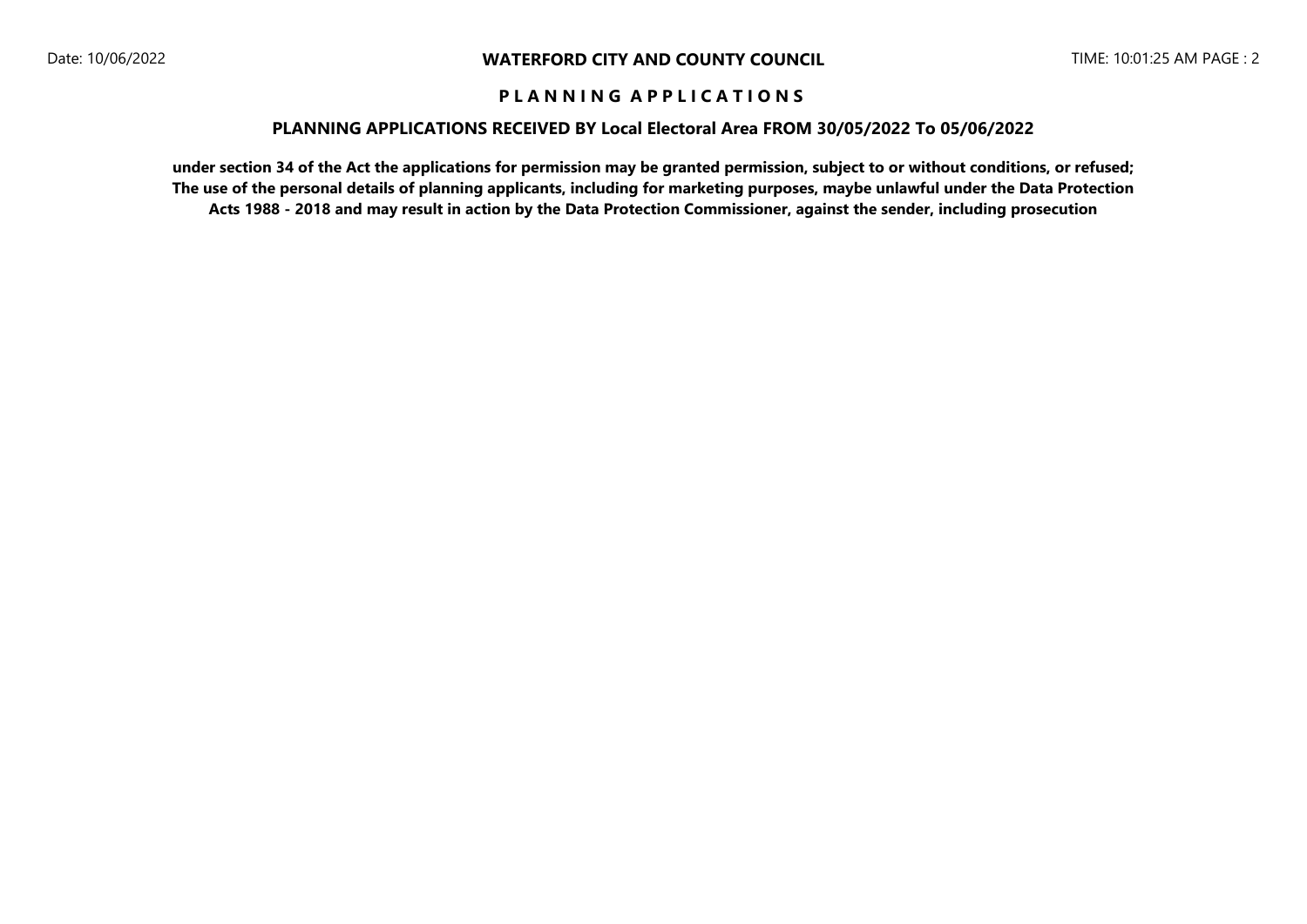# WATERFORD CITY AND COUNTY COUNCIL

## P L A N N I N G   A P P L I C A T I O N S

### PLANNING APPLICATIONS RECEIVED BY Local Electoral Area FROM 30/05/2022 To 05/06/2022

**under section 34 of the Act the applications for permission may be granted permission, subject to or without conditions, or refused; The use of the personal details of planning applicants, including for marketing purposes, maybe unlawful under the Data Protection Acts 1988 - 2018 and may result in action by the Data Protection Commissioner, against the sender, including prosecution**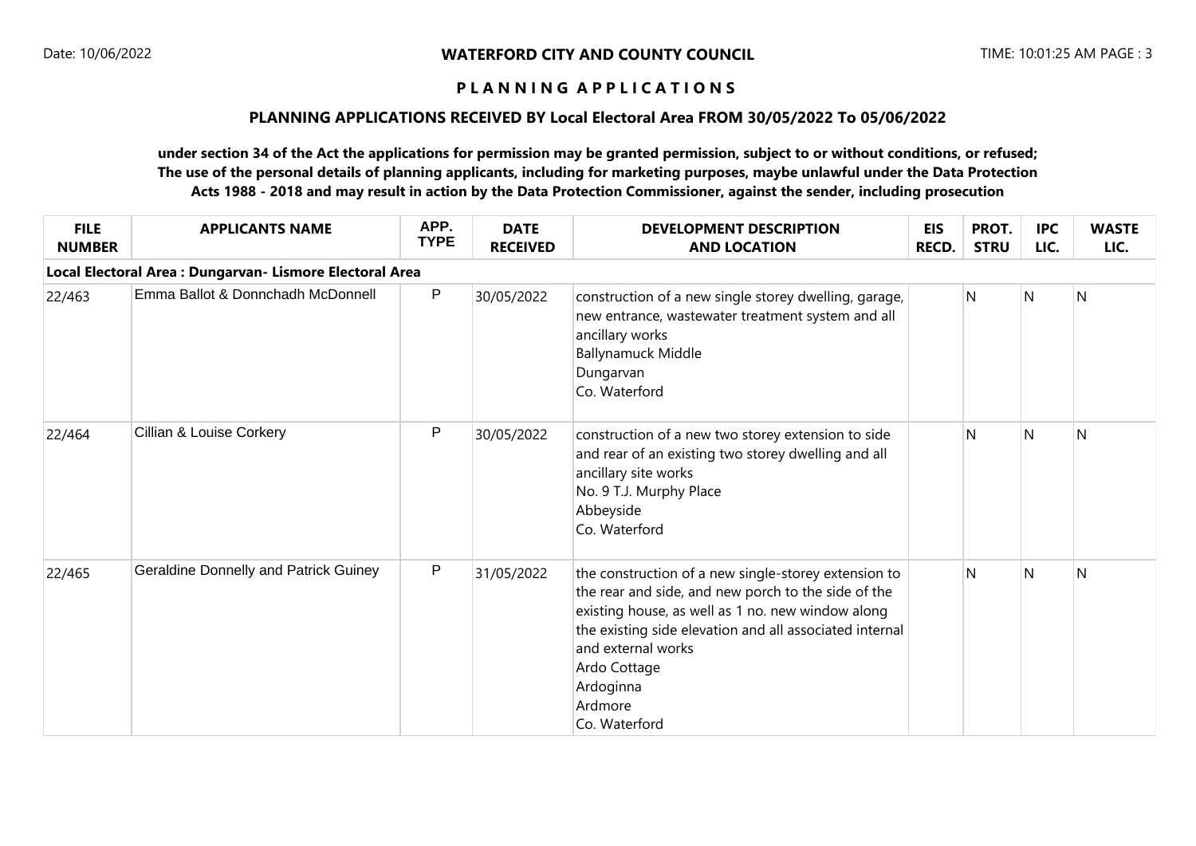**WATERFORD CITY AND COUNTY COUNCIL**

**P L A N N I N G   A P P L I C A T I O N S**

**PLANNING APPLICATIONS RECEIVED BY Local Electoral Area FROM 30/05/2022 To 05/06/2022**

**under section 34 of the Act the applications for permission may be granted permission, subject to or without conditions, or refused; The use of the personal details of planning applicants, including for marketing purposes, maybe unlawful under the Data Protection Acts 1988 - 2018 and may result in action by the Data Protection Commissioner, against the sender, including prosecution**

| FILE NUMBER | APPLICANTS NAME | APP. TYPE | DATE RECEIVED | DEVELOPMENT DESCRIPTION AND LOCATION | EIS RECD. | PROT. STRU | IPC LIC. | WASTE LIC. |
|---|---|---|---|---|---|---|---|---|
| **Local Electoral Area : Dungarvan- Lismore Electoral Area** | | | | | | | | |
| 22/463 | Emma Ballot & Donnchadh McDonnell | P | 30/05/2022 | construction of a new single storey dwelling, garage, new entrance, wastewater treatment system and all ancillary works<br>Ballynamuck Middle<br>Dungarvan<br>Co. Waterford | | N | N | N |
| 22/464 | Cillian & Louise Corkery | P | 30/05/2022 | construction of a new two storey extension to side and rear of an existing two storey dwelling and all ancillary site works<br>No. 9 T.J. Murphy Place<br>Abbeyside<br>Co. Waterford | | N | N | N |
| 22/465 | Geraldine Donnelly and Patrick Guiney | P | 31/05/2022 | the construction of a new single-storey extension to the rear and side, and new porch to the side of the existing house, as well as 1 no. new window along the existing side elevation and all associated internal and external works<br>Ardo Cottage<br>Ardoginna<br>Ardmore<br>Co. Waterford | | N | N | N |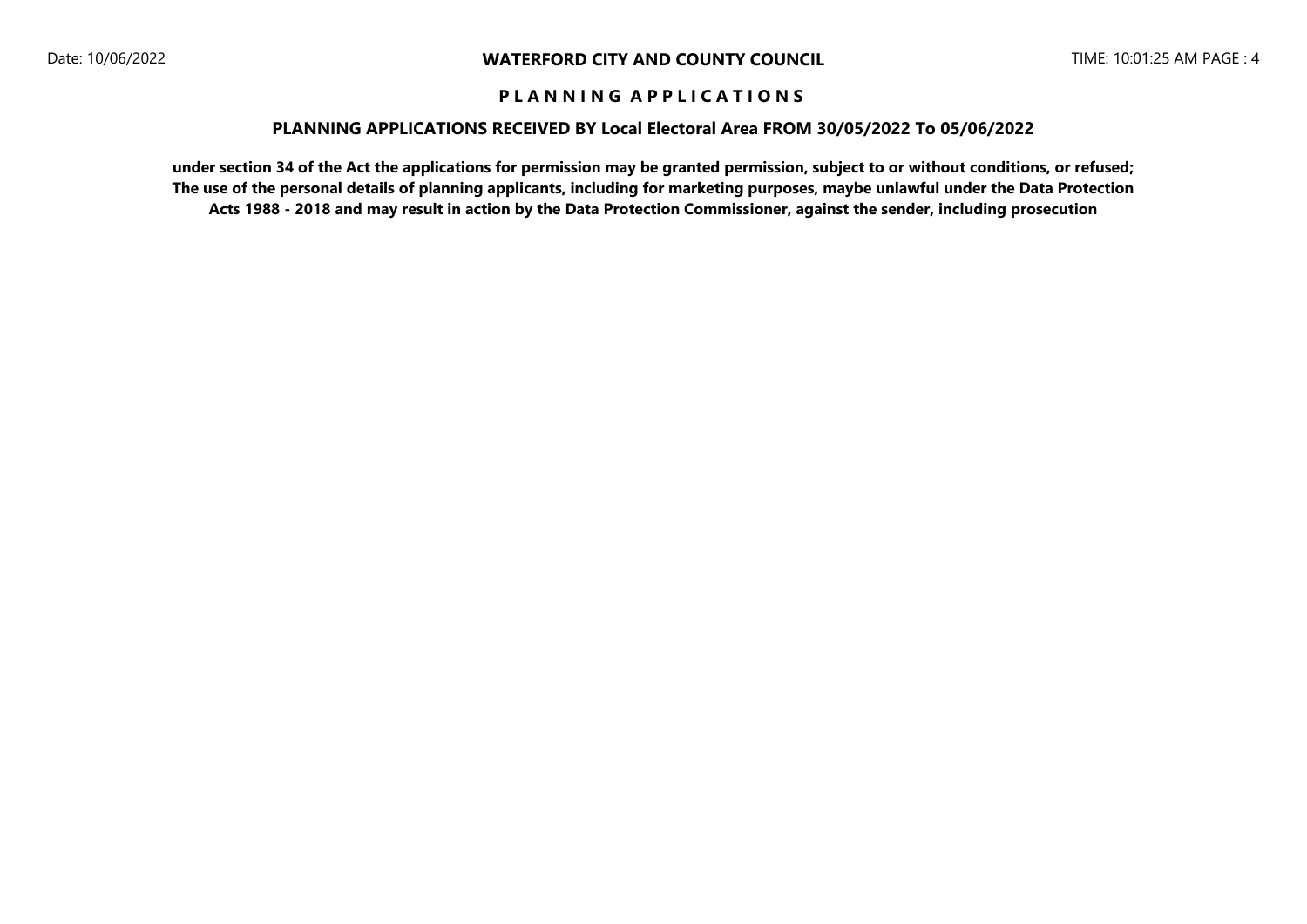# WATERFORD CITY AND COUNTY COUNCIL

## P L A N N I N G   A P P L I C A T I O N S

### PLANNING APPLICATIONS RECEIVED BY Local Electoral Area FROM 30/05/2022 To 05/06/2022

**under section 34 of the Act the applications for permission may be granted permission, subject to or without conditions, or refused; The use of the personal details of planning applicants, including for marketing purposes, maybe unlawful under the Data Protection Acts 1988 - 2018 and may result in action by the Data Protection Commissioner, against the sender, including prosecution**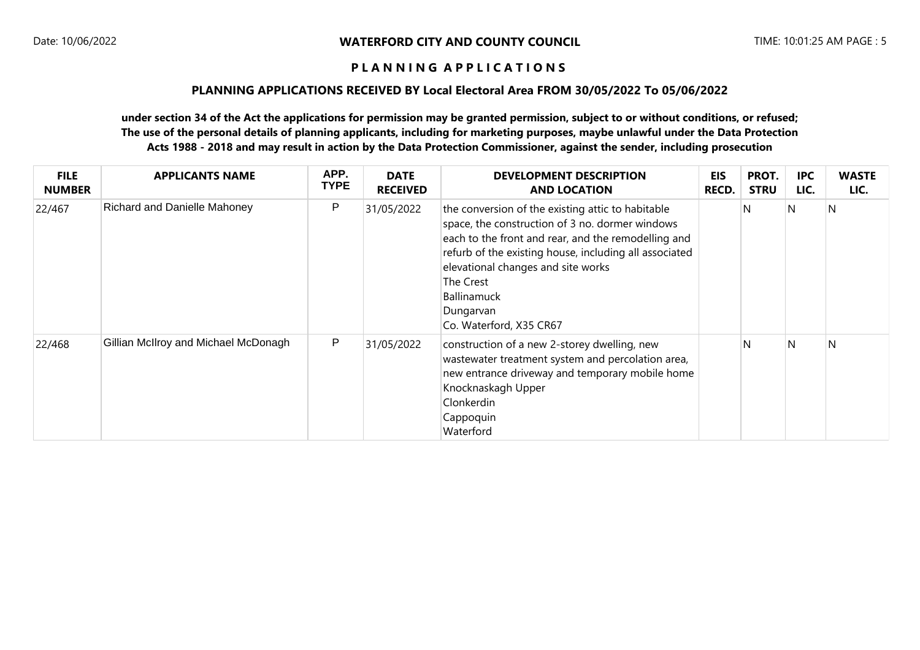**WATERFORD CITY AND COUNTY COUNCIL**

**P L A N N I N G A P P L I C A T I O N S**

**PLANNING APPLICATIONS RECEIVED BY Local Electoral Area FROM 30/05/2022 To 05/06/2022**

**under section 34 of the Act the applications for permission may be granted permission, subject to or without conditions, or refused; The use of the personal details of planning applicants, including for marketing purposes, maybe unlawful under the Data Protection Acts 1988 - 2018 and may result in action by the Data Protection Commissioner, against the sender, including prosecution**

| FILE NUMBER | APPLICANTS NAME | APP. TYPE | DATE RECEIVED | DEVELOPMENT DESCRIPTION AND LOCATION | EIS RECD. | PROT. STRU | IPC LIC. | WASTE LIC. |
|---|---|---|---|---|---|---|---|---|
| 22/467 | Richard and Danielle Mahoney | P | 31/05/2022 | the conversion of the existing attic to habitable space, the construction of 3 no. dormer windows each to the front and rear, and the remodelling and refurb of the existing house, including all associated elevational changes and site works<br>The Crest<br>Ballinamuck<br>Dungarvan<br>Co. Waterford, X35 CR67 | | N | N | N |
| 22/468 | Gillian McIlroy and Michael McDonagh | P | 31/05/2022 | construction of a new 2-storey dwelling, new wastewater treatment system and percolation area, new entrance driveway and temporary mobile home<br>Knocknaskagh Upper<br>Clonkerdin<br>Cappoquin<br>Waterford | | N | N | N |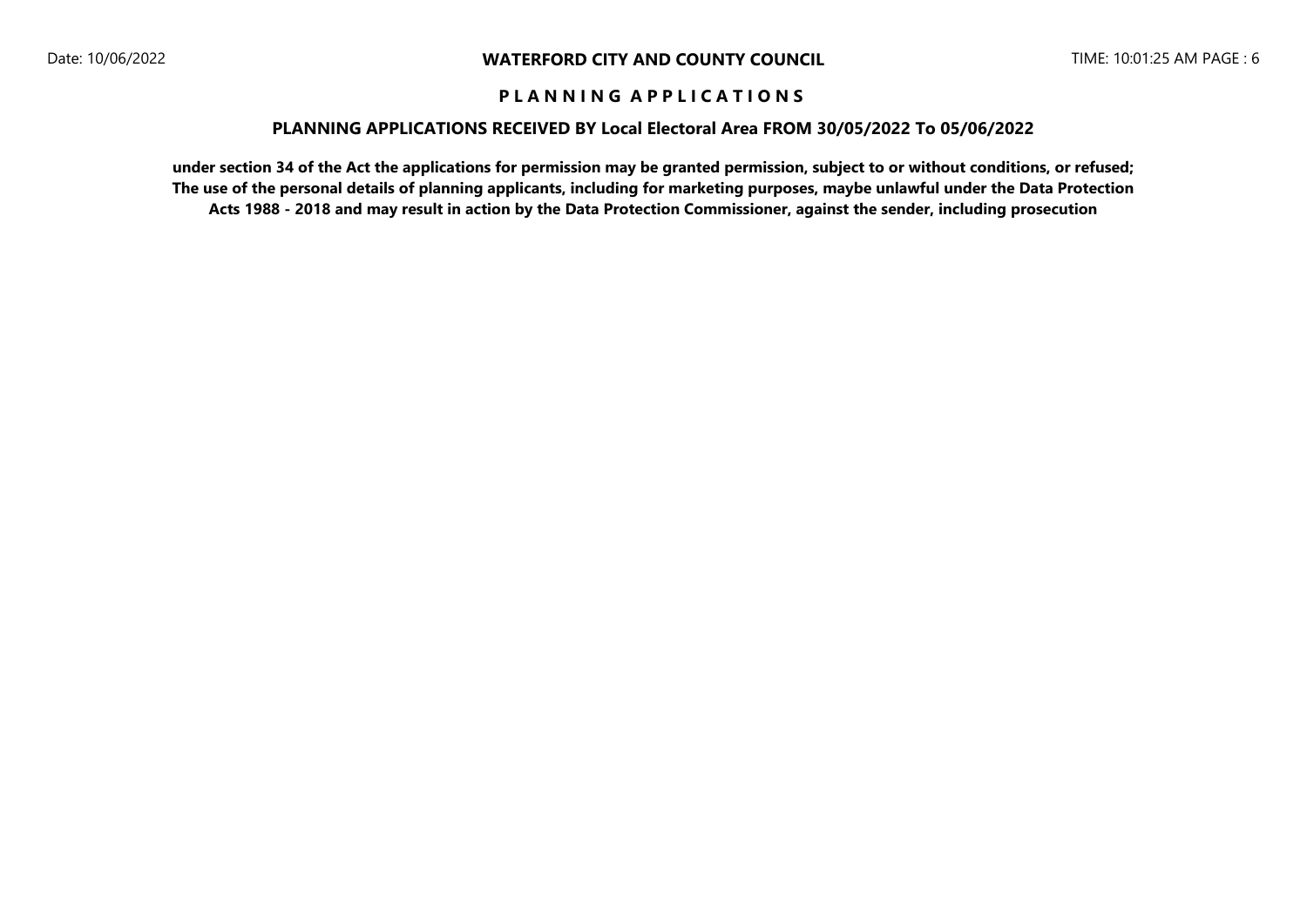# WATERFORD CITY AND COUNTY COUNCIL

## P L A N N I N G   A P P L I C A T I O N S

### PLANNING APPLICATIONS RECEIVED BY Local Electoral Area FROM 30/05/2022 To 05/06/2022

**under section 34 of the Act the applications for permission may be granted permission, subject to or without conditions, or refused; The use of the personal details of planning applicants, including for marketing purposes, maybe unlawful under the Data Protection Acts 1988 - 2018 and may result in action by the Data Protection Commissioner, against the sender, including prosecution**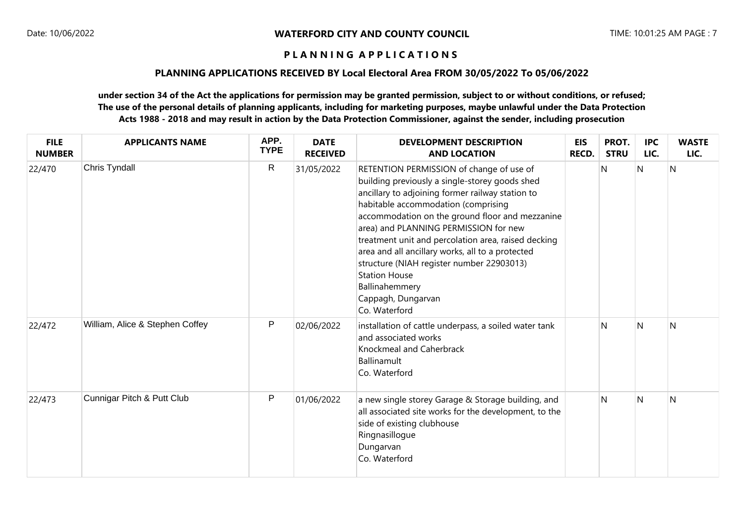## WATERFORD CITY AND COUNTY COUNCIL

### P L A N N I N G   A P P L I C A T I O N S

### PLANNING APPLICATIONS RECEIVED BY Local Electoral Area FROM 30/05/2022 To 05/06/2022

**under section 34 of the Act the applications for permission may be granted permission, subject to or without conditions, or refused; The use of the personal details of planning applicants, including for marketing purposes, maybe unlawful under the Data Protection Acts 1988 - 2018 and may result in action by the Data Protection Commissioner, against the sender, including prosecution**

| FILE NUMBER | APPLICANTS NAME | APP. TYPE | DATE RECEIVED | DEVELOPMENT DESCRIPTION AND LOCATION | EIS RECD. | PROT. STRU | IPC LIC. | WASTE LIC. |
|---|---|---|---|---|---|---|---|---|
| 22/470 | Chris Tyndall | R | 31/05/2022 | RETENTION PERMISSION of change of use of building previously a single-storey goods shed ancillary to adjoining former railway station to habitable accommodation (comprising accommodation on the ground floor and mezzanine area) and PLANNING PERMISSION for new treatment unit and percolation area, raised decking area and all ancillary works, all to a protected structure (NIAH register number 22903013)<br>Station House<br>Ballinahemmery<br>Cappagh, Dungarvan<br>Co. Waterford | | N | N | N |
| 22/472 | William, Alice & Stephen Coffey | P | 02/06/2022 | installation of cattle underpass, a soiled water tank and associated works<br>Knockmeal and Caherbrack<br>Ballinamult<br>Co. Waterford | | N | N | N |
| 22/473 | Cunnigar Pitch & Putt Club | P | 01/06/2022 | a new single storey Garage & Storage building, and all associated site works for the development, to the side of existing clubhouse<br>Ringnasillogue<br>Dungarvan<br>Co. Waterford | | N | N | N |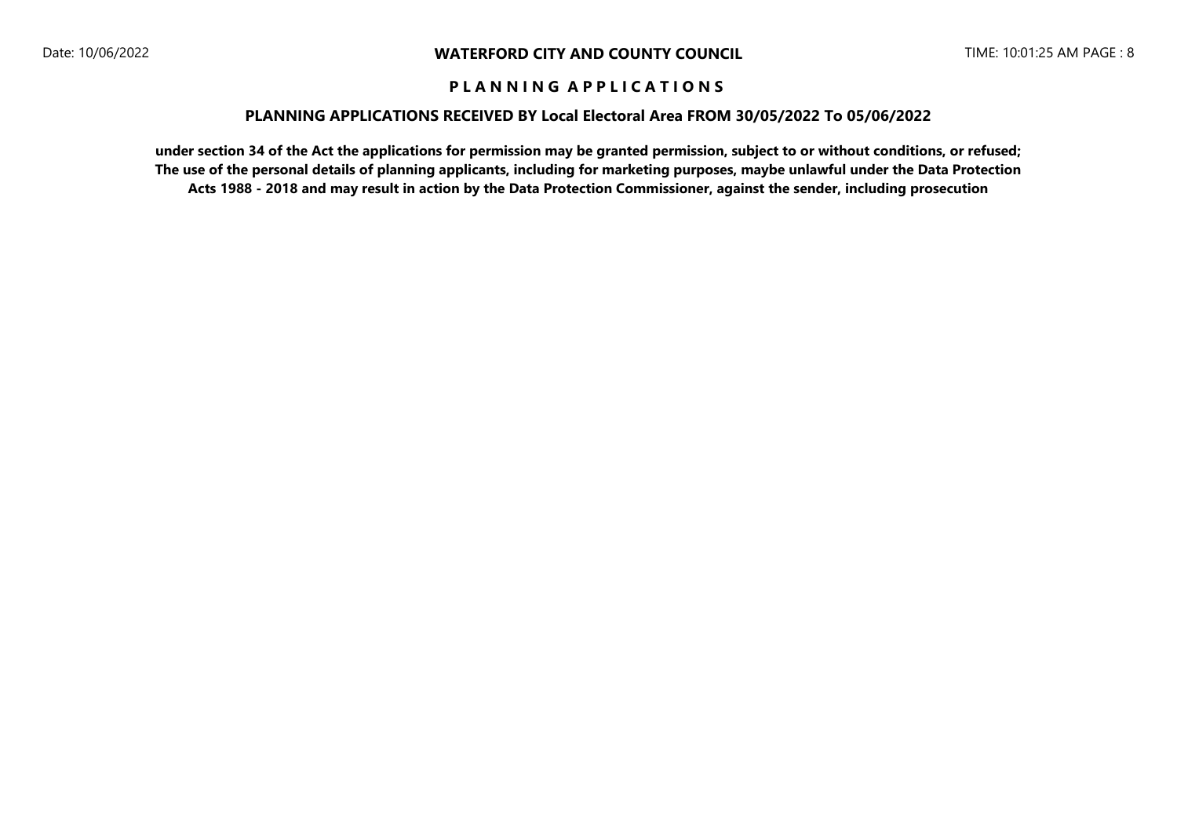# WATERFORD CITY AND COUNTY COUNCIL

## P L A N N I N G   A P P L I C A T I O N S

### PLANNING APPLICATIONS RECEIVED BY Local Electoral Area FROM 30/05/2022 To 05/06/2022

**under section 34 of the Act the applications for permission may be granted permission, subject to or without conditions, or refused; The use of the personal details of planning applicants, including for marketing purposes, maybe unlawful under the Data Protection Acts 1988 - 2018 and may result in action by the Data Protection Commissioner, against the sender, including prosecution**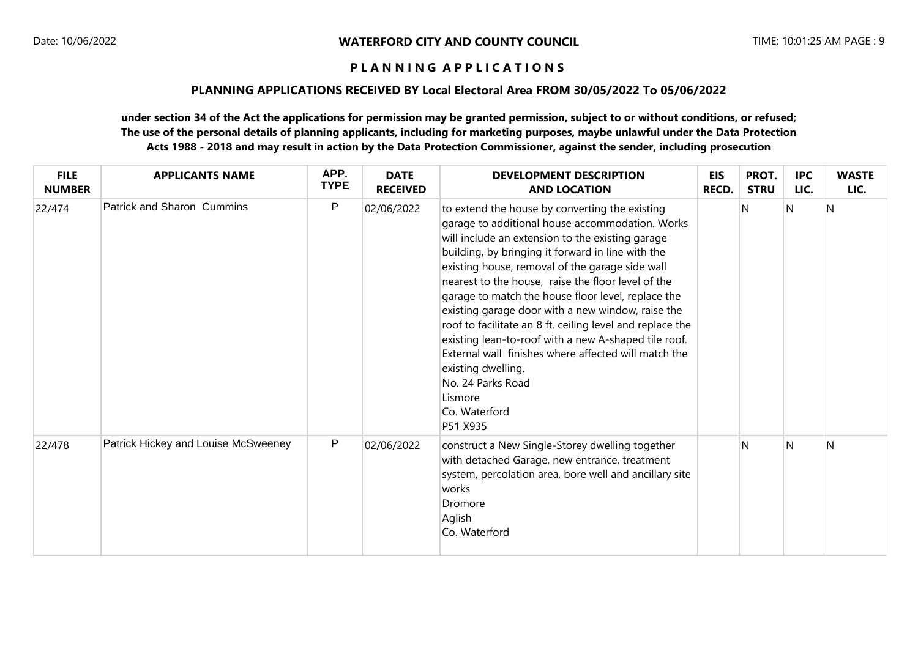**WATERFORD CITY AND COUNTY COUNCIL**

**P L A N N I N G  A P P L I C A T I O N S**

**PLANNING APPLICATIONS RECEIVED BY Local Electoral Area FROM 30/05/2022 To 05/06/2022**

**under section 34 of the Act the applications for permission may be granted permission, subject to or without conditions, or refused; The use of the personal details of planning applicants, including for marketing purposes, maybe unlawful under the Data Protection Acts 1988 - 2018 and may result in action by the Data Protection Commissioner, against the sender, including prosecution**

| FILE NUMBER | APPLICANTS NAME | APP. TYPE | DATE RECEIVED | DEVELOPMENT DESCRIPTION AND LOCATION | EIS RECD. | PROT. STRU | IPC LIC. | WASTE LIC. |
|---|---|---|---|---|---|---|---|---|
| 22/474 | Patrick and Sharon Cummins | P | 02/06/2022 | to extend the house by converting the existing garage to additional house accommodation. Works will include an extension to the existing garage building, by bringing it forward in line with the existing house, removal of the garage side wall nearest to the house, raise the floor level of the garage to match the house floor level, replace the existing garage door with a new window, raise the roof to facilitate an 8 ft. ceiling level and replace the existing lean-to-roof with a new A-shaped tile roof. External wall finishes where affected will match the existing dwelling.<br>No. 24 Parks Road<br>Lismore<br>Co. Waterford<br>P51 X935 | | N | N | N |
| 22/478 | Patrick Hickey and Louise McSweeney | P | 02/06/2022 | construct a New Single-Storey dwelling together with detached Garage, new entrance, treatment system, percolation area, bore well and ancillary site works<br>Dromore<br>Aglish<br>Co. Waterford | | N | N | N |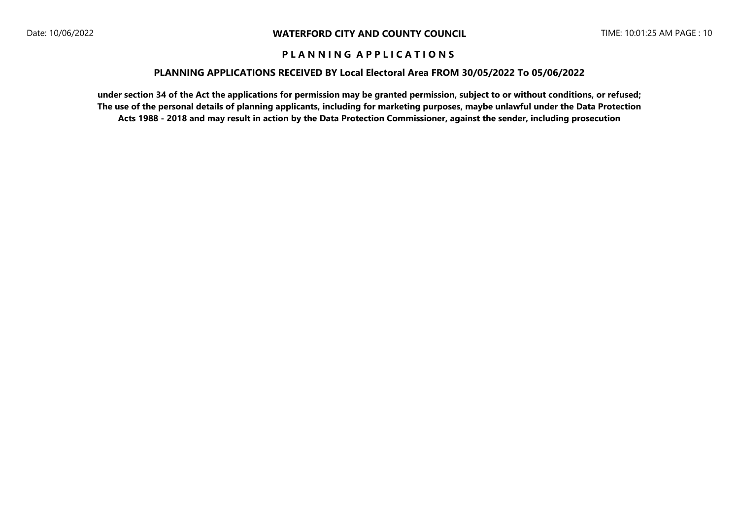**WATERFORD CITY AND COUNTY COUNCIL**

**P L A N N I N G A P P L I C A T I O N S**

**PLANNING APPLICATIONS RECEIVED BY Local Electoral Area FROM 30/05/2022 To 05/06/2022**

**under section 34 of the Act the applications for permission may be granted permission, subject to or without conditions, or refused; The use of the personal details of planning applicants, including for marketing purposes, maybe unlawful under the Data Protection Acts 1988 - 2018 and may result in action by the Data Protection Commissioner, against the sender, including prosecution**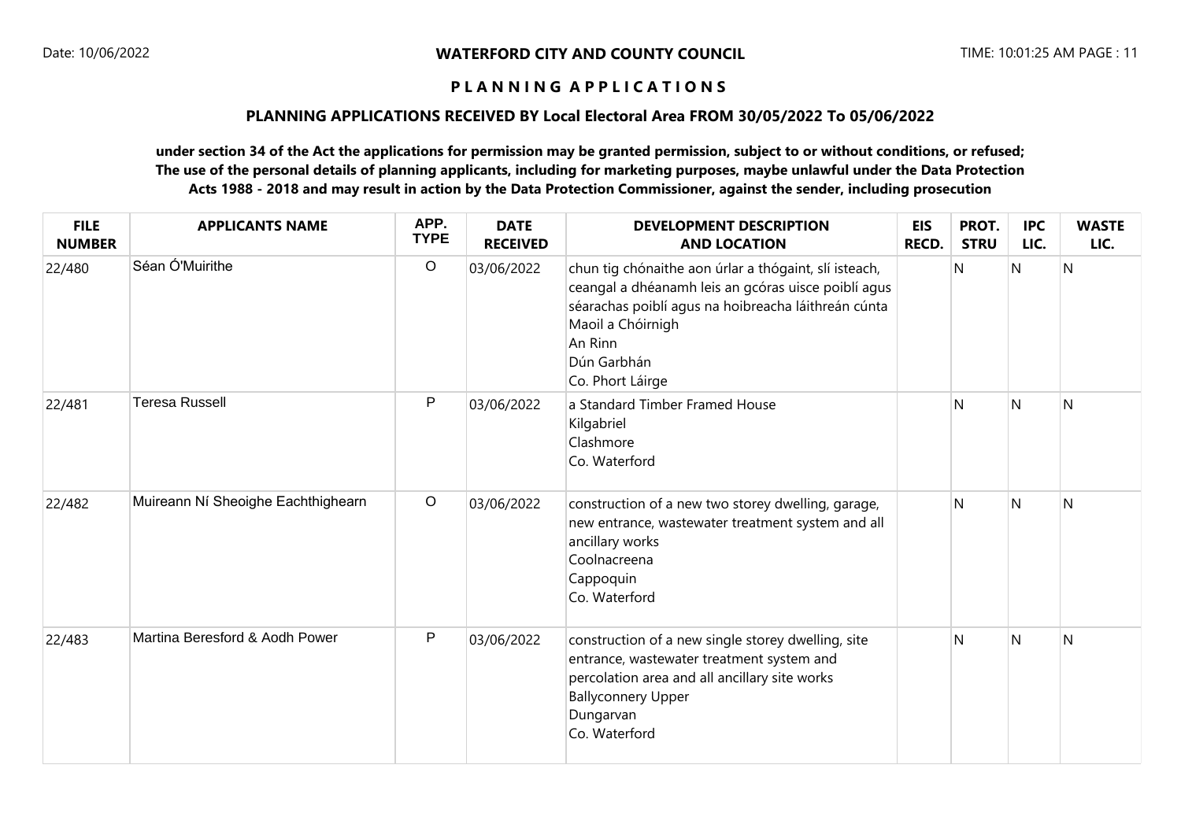**WATERFORD CITY AND COUNTY COUNCIL**

**P L A N N I N G A P P L I C A T I O N S**

**PLANNING APPLICATIONS RECEIVED BY Local Electoral Area FROM 30/05/2022 To 05/06/2022**

**under section 34 of the Act the applications for permission may be granted permission, subject to or without conditions, or refused; The use of the personal details of planning applicants, including for marketing purposes, maybe unlawful under the Data Protection Acts 1988 - 2018 and may result in action by the Data Protection Commissioner, against the sender, including prosecution**

| FILE NUMBER | APPLICANTS NAME | APP. TYPE | DATE RECEIVED | DEVELOPMENT DESCRIPTION AND LOCATION | EIS RECD. | PROT. STRU | IPC LIC. | WASTE LIC. |
|---|---|---|---|---|---|---|---|---|
| 22/480 | Séan Ó'Muirithe | O | 03/06/2022 | chun tig chónaithe aon úrlar a thógaint, slí isteach, ceangal a dhéanamh leis an gcóras uisce poiblí agus séarachas poiblí agus na hoibreacha láithreán cúnta<br>Maoil a Chóirnigh<br>An Rinn<br>Dún Garbhán<br>Co. Phort Láirge | | N | N | N |
| 22/481 | Teresa Russell | P | 03/06/2022 | a Standard Timber Framed House<br>Kilgabriel<br>Clashmore<br>Co. Waterford | | N | N | N |
| 22/482 | Muireann Ní Sheoighe Eachthighearn | O | 03/06/2022 | construction of a new two storey dwelling, garage, new entrance, wastewater treatment system and all ancillary works<br>Coolnacreena<br>Cappoquin<br>Co. Waterford | | N | N | N |
| 22/483 | Martina Beresford & Aodh Power | P | 03/06/2022 | construction of a new single storey dwelling, site entrance, wastewater treatment system and percolation area and all ancillary site works<br>Ballyconnery Upper<br>Dungarvan<br>Co. Waterford | | N | N | N |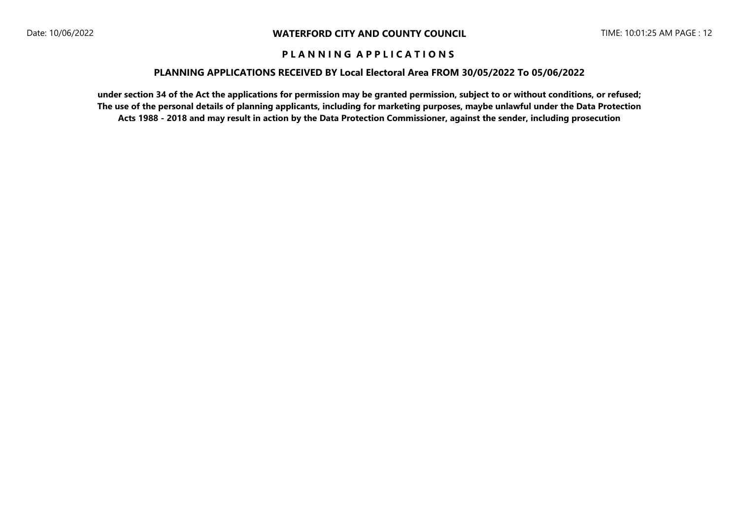# WATERFORD CITY AND COUNTY COUNCIL

## P L A N N I N G   A P P L I C A T I O N S

### PLANNING APPLICATIONS RECEIVED BY Local Electoral Area FROM 30/05/2022 To 05/06/2022

**under section 34 of the Act the applications for permission may be granted permission, subject to or without conditions, or refused; The use of the personal details of planning applicants, including for marketing purposes, maybe unlawful under the Data Protection Acts 1988 - 2018 and may result in action by the Data Protection Commissioner, against the sender, including prosecution**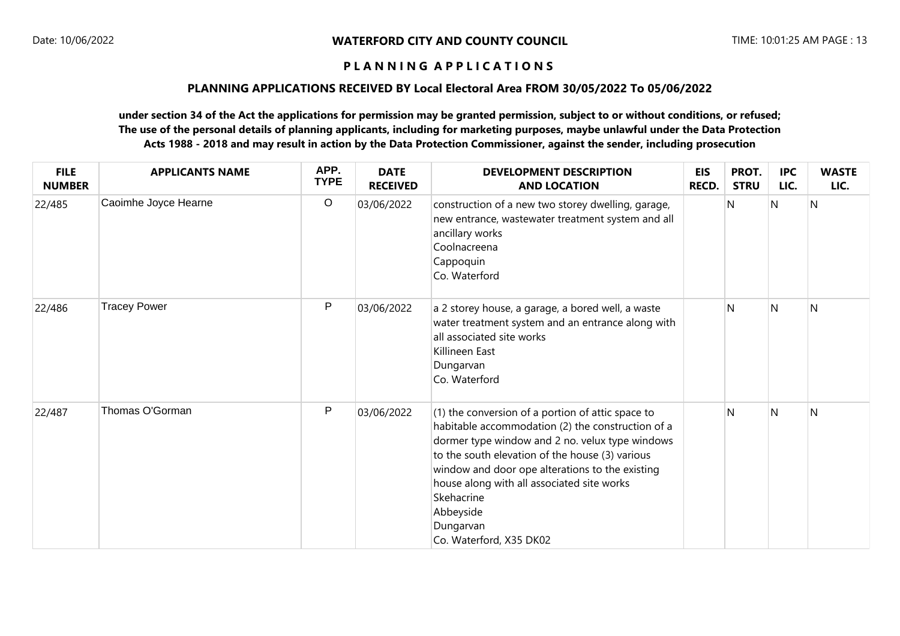**WATERFORD CITY AND COUNTY COUNCIL**

**P L A N N I N G A P P L I C A T I O N S**

**PLANNING APPLICATIONS RECEIVED BY Local Electoral Area FROM 30/05/2022 To 05/06/2022**

**under section 34 of the Act the applications for permission may be granted permission, subject to or without conditions, or refused; The use of the personal details of planning applicants, including for marketing purposes, maybe unlawful under the Data Protection Acts 1988 - 2018 and may result in action by the Data Protection Commissioner, against the sender, including prosecution**

| FILE NUMBER | APPLICANTS NAME | APP. TYPE | DATE RECEIVED | DEVELOPMENT DESCRIPTION AND LOCATION | EIS RECD. | PROT. STRU | IPC LIC. | WASTE LIC. |
|---|---|---|---|---|---|---|---|---|
| 22/485 | Caoimhe Joyce Hearne | O | 03/06/2022 | construction of a new two storey dwelling, garage, new entrance, wastewater treatment system and all ancillary works<br>Coolnacreena<br>Cappoquin<br>Co. Waterford | | N | N | N |
| 22/486 | Tracey Power | P | 03/06/2022 | a 2 storey house, a garage, a bored well, a waste water treatment system and an entrance along with all associated site works<br>Killineen East<br>Dungarvan<br>Co. Waterford | | N | N | N |
| 22/487 | Thomas O'Gorman | P | 03/06/2022 | (1) the conversion of a portion of attic space to habitable accommodation (2) the construction of a dormer type window and 2 no. velux type windows to the south elevation of the house (3) various window and door ope alterations to the existing house along with all associated site works<br>Skehacrine<br>Abbeyside<br>Dungarvan<br>Co. Waterford, X35 DK02 | | N | N | N |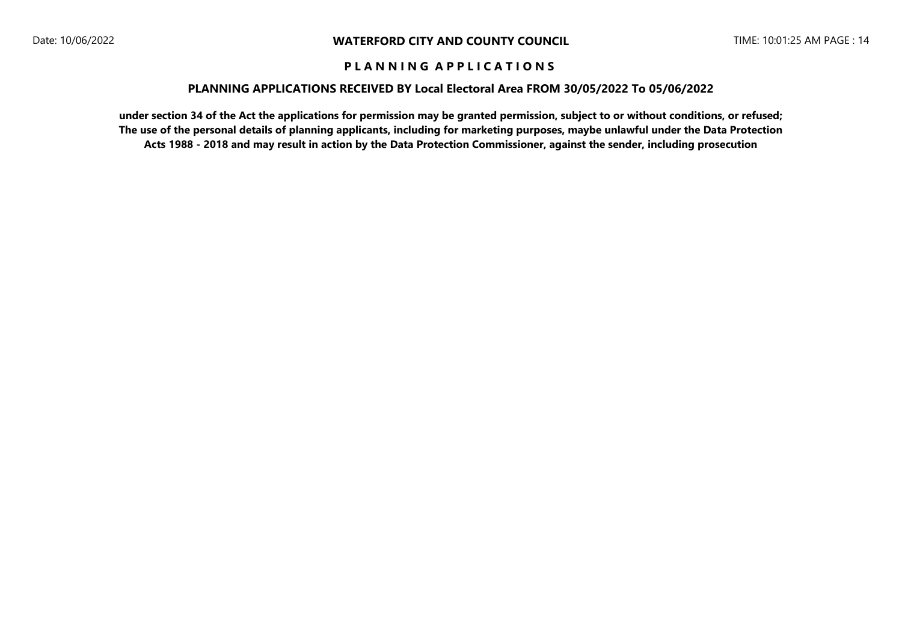**P L A N N I N G A P P L I C A T I O N S**

**PLANNING APPLICATIONS RECEIVED BY Local Electoral Area FROM 30/05/2022 To 05/06/2022**

**under section 34 of the Act the applications for permission may be granted permission, subject to or without conditions, or refused; The use of the personal details of planning applicants, including for marketing purposes, maybe unlawful under the Data Protection Acts 1988 - 2018 and may result in action by the Data Protection Commissioner, against the sender, including prosecution**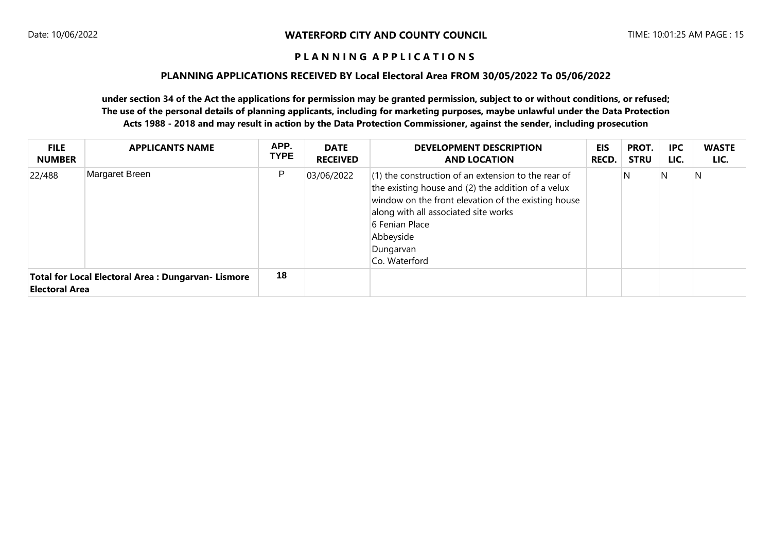**WATERFORD CITY AND COUNTY COUNCIL**

**P L A N N I N G   A P P L I C A T I O N S**

**PLANNING APPLICATIONS RECEIVED BY Local Electoral Area FROM 30/05/2022 To 05/06/2022**

**under section 34 of the Act the applications for permission may be granted permission, subject to or without conditions, or refused; The use of the personal details of planning applicants, including for marketing purposes, maybe unlawful under the Data Protection Acts 1988 - 2018 and may result in action by the Data Protection Commissioner, against the sender, including prosecution**

| FILE NUMBER | APPLICANTS NAME | APP. TYPE | DATE RECEIVED | DEVELOPMENT DESCRIPTION AND LOCATION | EIS RECD. | PROT. STRU | IPC LIC. | WASTE LIC. |
|---|---|---|---|---|---|---|---|---|
| 22/488 | Margaret Breen | P | 03/06/2022 | (1) the construction of an extension to the rear of the existing house and (2) the addition of a velux window on the front elevation of the existing house along with all associated site works<br>6 Fenian Place<br>Abbeyside<br>Dungarvan<br>Co. Waterford | | N | N | N |
| **Total for Local Electoral Area : Dungarvan- Lismore Electoral Area** | | **18** | | | | | | |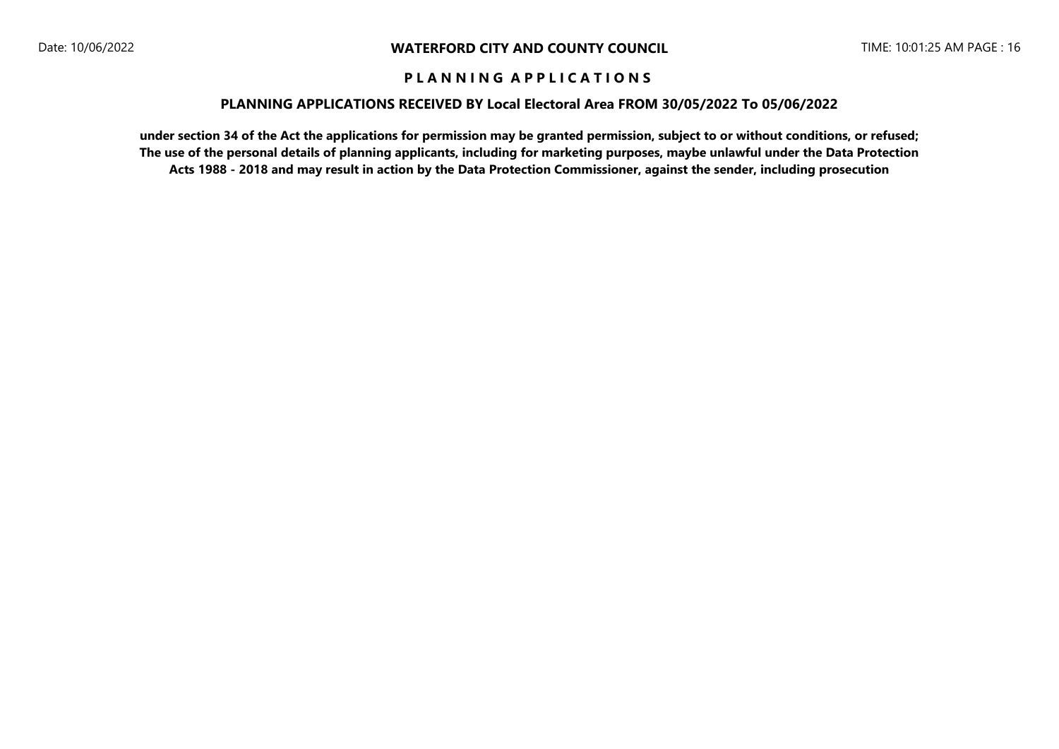**WATERFORD CITY AND COUNTY COUNCIL**

**P L A N N I N G   A P P L I C A T I O N S**

**PLANNING APPLICATIONS RECEIVED BY Local Electoral Area FROM 30/05/2022 To 05/06/2022**

**under section 34 of the Act the applications for permission may be granted permission, subject to or without conditions, or refused; The use of the personal details of planning applicants, including for marketing purposes, maybe unlawful under the Data Protection Acts 1988 - 2018 and may result in action by the Data Protection Commissioner, against the sender, including prosecution**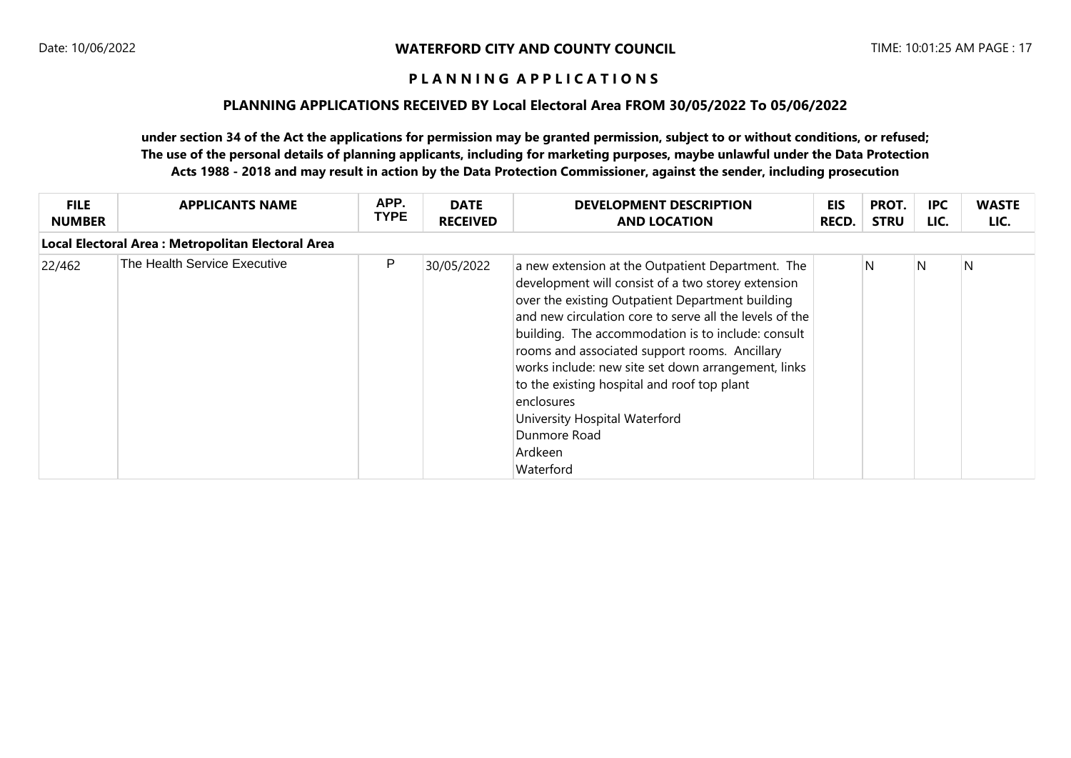**WATERFORD CITY AND COUNTY COUNCIL**

**P L A N N I N G   A P P L I C A T I O N S**

**PLANNING APPLICATIONS RECEIVED BY Local Electoral Area FROM 30/05/2022 To 05/06/2022**

**under section 34 of the Act the applications for permission may be granted permission, subject to or without conditions, or refused; The use of the personal details of planning applicants, including for marketing purposes, maybe unlawful under the Data Protection Acts 1988 - 2018 and may result in action by the Data Protection Commissioner, against the sender, including prosecution**

| FILE NUMBER | APPLICANTS NAME | APP. TYPE | DATE RECEIVED | DEVELOPMENT DESCRIPTION AND LOCATION | EIS RECD. | PROT. STRU | IPC LIC. | WASTE LIC. |
|---|---|---|---|---|---|---|---|---|
| **Local Electoral Area : Metropolitan Electoral Area** | | | | | | | | |
| 22/462 | The Health Service Executive | P | 30/05/2022 | a new extension at the Outpatient Department. The development will consist of a two storey extension over the existing Outpatient Department building and new circulation core to serve all the levels of the building. The accommodation is to include: consult rooms and associated support rooms. Ancillary works include: new site set down arrangement, links to the existing hospital and roof top plant enclosures<br>University Hospital Waterford<br>Dunmore Road<br>Ardkeen<br>Waterford | | N | N | N |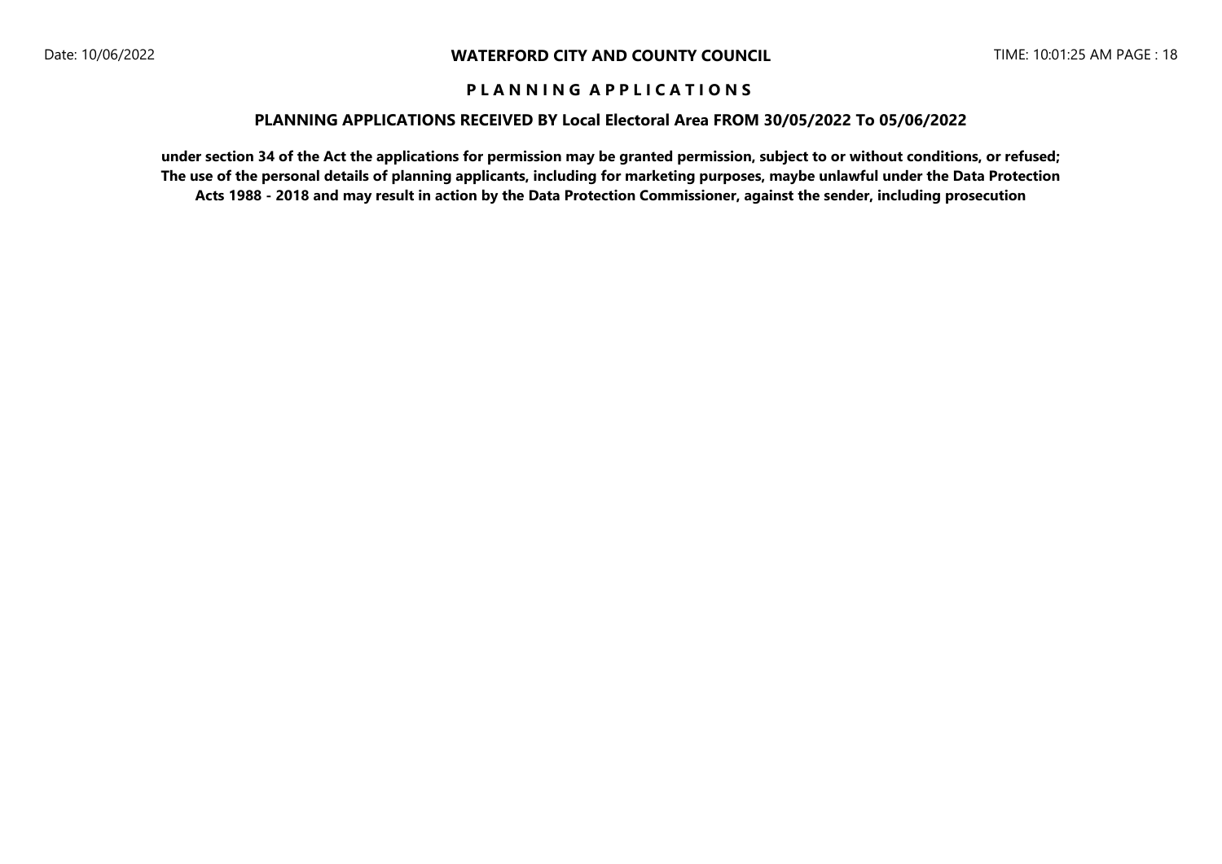**WATERFORD CITY AND COUNTY COUNCIL**

**P L A N N I N G   A P P L I C A T I O N S**

**PLANNING APPLICATIONS RECEIVED BY Local Electoral Area FROM 30/05/2022 To 05/06/2022**

**under section 34 of the Act the applications for permission may be granted permission, subject to or without conditions, or refused; The use of the personal details of planning applicants, including for marketing purposes, maybe unlawful under the Data Protection Acts 1988 - 2018 and may result in action by the Data Protection Commissioner, against the sender, including prosecution**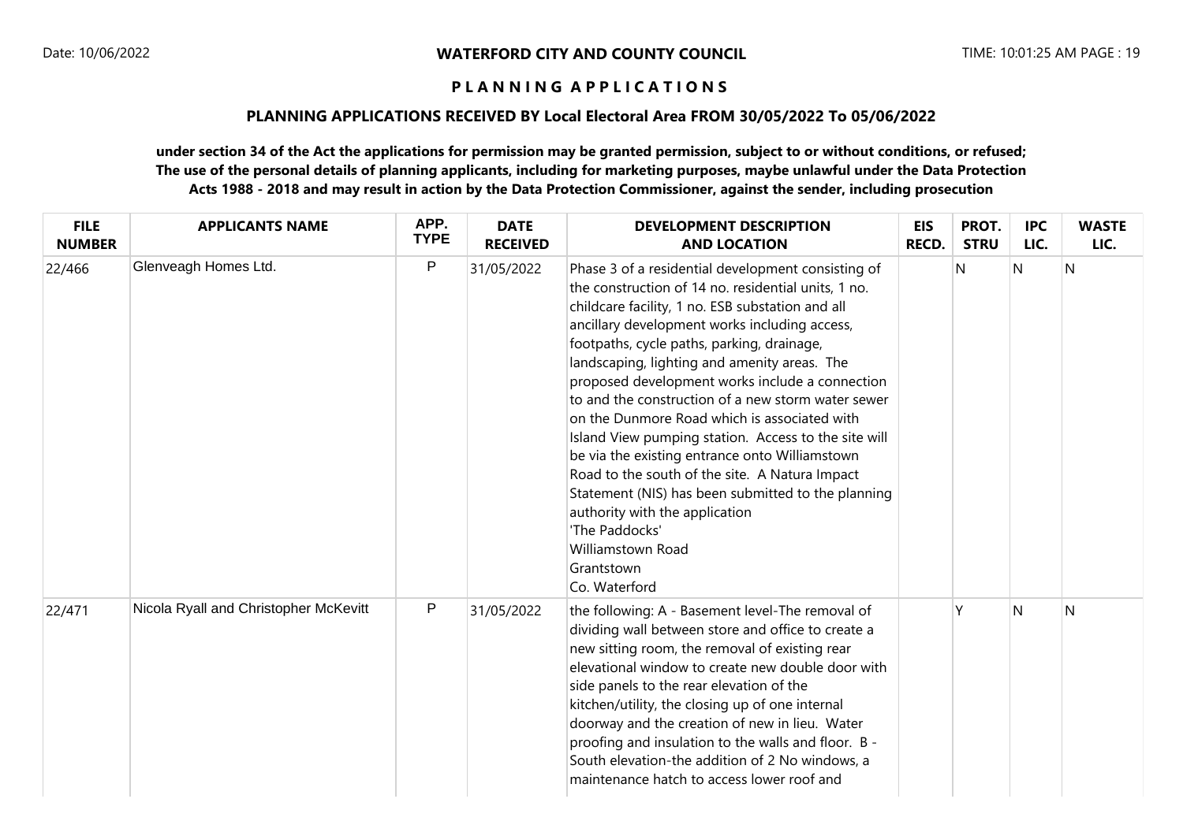**WATERFORD CITY AND COUNTY COUNCIL**

**P L A N N I N G   A P P L I C A T I O N S**

**PLANNING APPLICATIONS RECEIVED BY Local Electoral Area FROM 30/05/2022 To 05/06/2022**

**under section 34 of the Act the applications for permission may be granted permission, subject to or without conditions, or refused; The use of the personal details of planning applicants, including for marketing purposes, maybe unlawful under the Data Protection Acts 1988 - 2018 and may result in action by the Data Protection Commissioner, against the sender, including prosecution**

| FILE NUMBER | APPLICANTS NAME | APP. TYPE | DATE RECEIVED | DEVELOPMENT DESCRIPTION AND LOCATION | EIS RECD. | PROT. STRU | IPC LIC. | WASTE LIC. |
|---|---|---|---|---|---|---|---|---|
| 22/466 | Glenveagh Homes Ltd. | P | 31/05/2022 | Phase 3 of a residential development consisting of the construction of 14 no. residential units, 1 no. childcare facility, 1 no. ESB substation and all ancillary development works including access, footpaths, cycle paths, parking, drainage, landscaping, lighting and amenity areas. The proposed development works include a connection to and the construction of a new storm water sewer on the Dunmore Road which is associated with Island View pumping station. Access to the site will be via the existing entrance onto Williamstown Road to the south of the site. A Natura Impact Statement (NIS) has been submitted to the planning authority with the application<br>'The Paddocks'<br>Williamstown Road<br>Grantstown<br>Co. Waterford | | N | N | N |
| 22/471 | Nicola Ryall and Christopher McKevitt | P | 31/05/2022 | the following: A - Basement level-The removal of dividing wall between store and office to create a new sitting room, the removal of existing rear elevational window to create new double door with side panels to the rear elevation of the kitchen/utility, the closing up of one internal doorway and the creation of new in lieu. Water proofing and insulation to the walls and floor. B - South elevation-the addition of 2 No windows, a maintenance hatch to access lower roof and | | Y | N | N |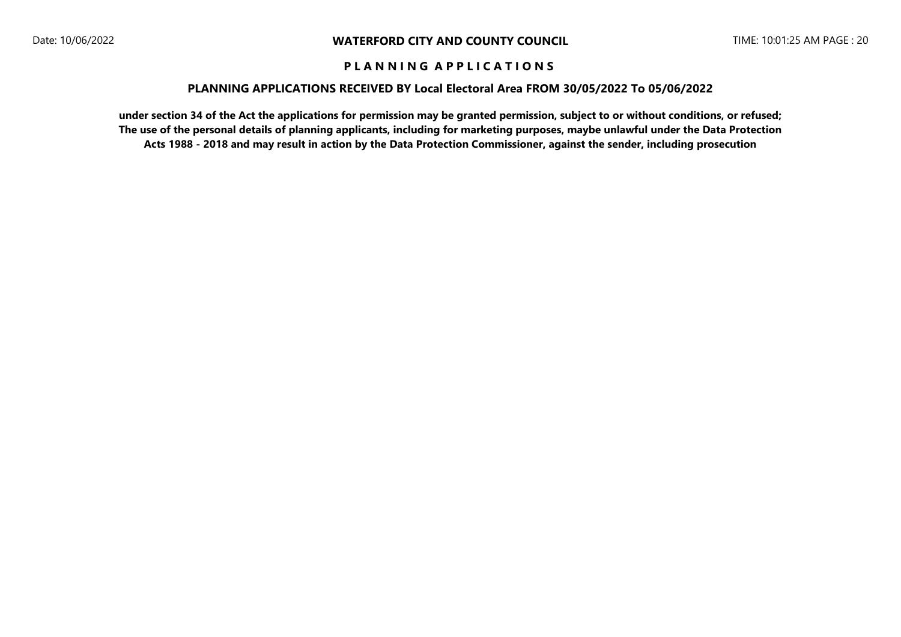**WATERFORD CITY AND COUNTY COUNCIL**

**P L A N N I N G   A P P L I C A T I O N S**

**PLANNING APPLICATIONS RECEIVED BY Local Electoral Area FROM 30/05/2022 To 05/06/2022**

**under section 34 of the Act the applications for permission may be granted permission, subject to or without conditions, or refused; The use of the personal details of planning applicants, including for marketing purposes, maybe unlawful under the Data Protection Acts 1988 - 2018 and may result in action by the Data Protection Commissioner, against the sender, including prosecution**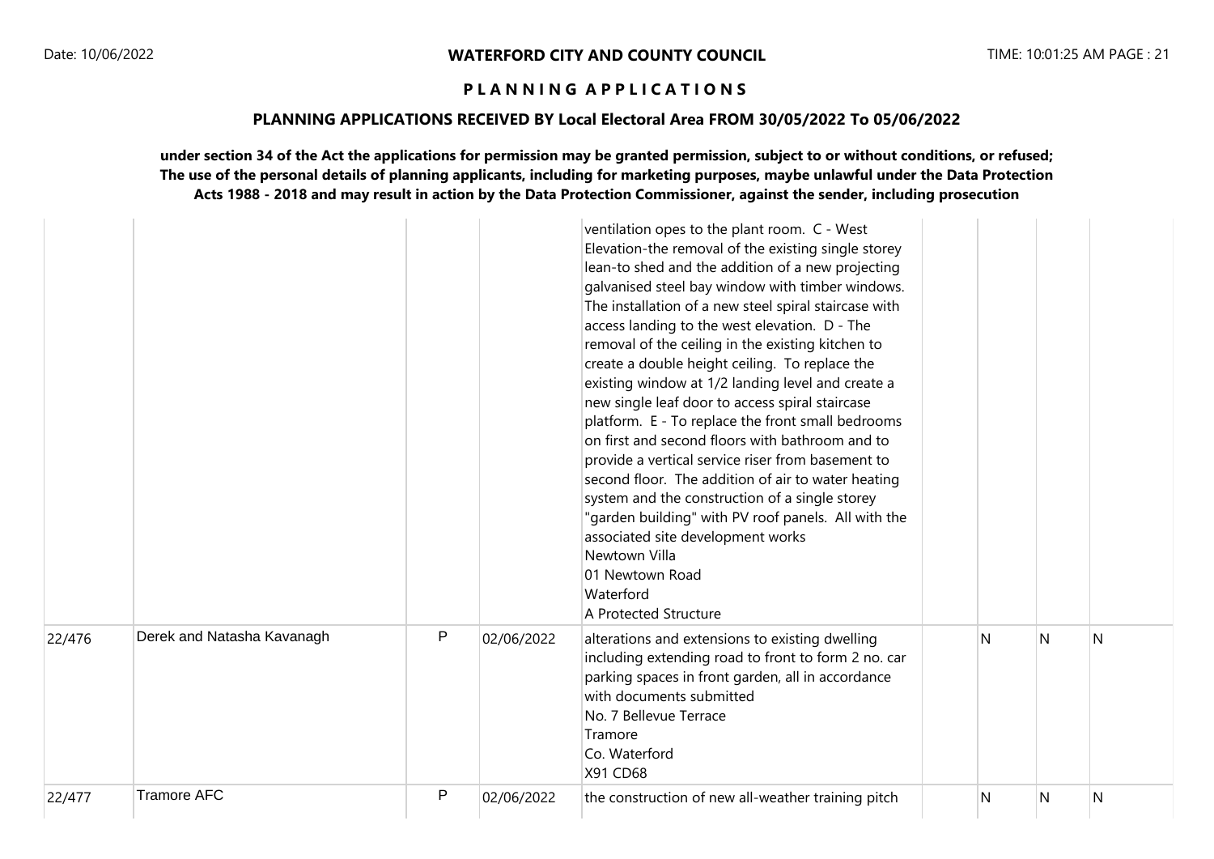# WATERFORD CITY AND COUNTY COUNCIL

## P L A N N I N G A P P L I C A T I O N S

### PLANNING APPLICATIONS RECEIVED BY Local Electoral Area FROM 30/05/2022 To 05/06/2022

**under section 34 of the Act the applications for permission may be granted permission, subject to or without conditions, or refused; The use of the personal details of planning applicants, including for marketing purposes, maybe unlawful under the Data Protection Acts 1988 - 2018 and may result in action by the Data Protection Commissioner, against the sender, including prosecution**

| | | | | | | | | |
|---|---|---|---|---|---|---|---|---|
| | | | | ventilation opes to the plant room. C - West Elevation-the removal of the existing single storey lean-to shed and the addition of a new projecting galvanised steel bay window with timber windows. The installation of a new steel spiral staircase with access landing to the west elevation. D - The removal of the ceiling in the existing kitchen to create a double height ceiling. To replace the existing window at 1/2 landing level and create a new single leaf door to access spiral staircase platform. E - To replace the front small bedrooms on first and second floors with bathroom and to provide a vertical service riser from basement to second floor. The addition of air to water heating system and the construction of a single storey "garden building" with PV roof panels. All with the associated site development works<br>Newtown Villa<br>01 Newtown Road<br>Waterford<br>A Protected Structure | | | | |
| 22/476 | Derek and Natasha Kavanagh | P | 02/06/2022 | alterations and extensions to existing dwelling including extending road to front to form 2 no. car parking spaces in front garden, all in accordance with documents submitted<br>No. 7 Bellevue Terrace<br>Tramore<br>Co. Waterford<br>X91 CD68 | | N | N | N |
| 22/477 | Tramore AFC | P | 02/06/2022 | the construction of new all-weather training pitch | | N | N | N |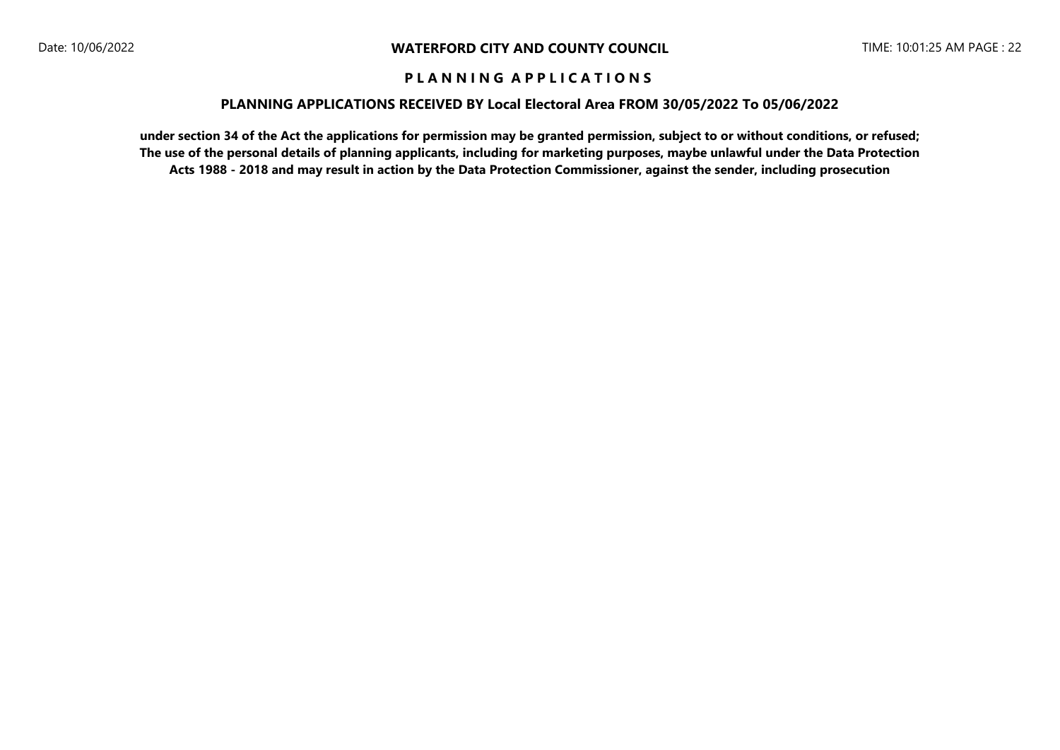# WATERFORD CITY AND COUNTY COUNCIL

## P L A N N I N G   A P P L I C A T I O N S

### PLANNING APPLICATIONS RECEIVED BY Local Electoral Area FROM 30/05/2022 To 05/06/2022

**under section 34 of the Act the applications for permission may be granted permission, subject to or without conditions, or refused; The use of the personal details of planning applicants, including for marketing purposes, maybe unlawful under the Data Protection Acts 1988 - 2018 and may result in action by the Data Protection Commissioner, against the sender, including prosecution**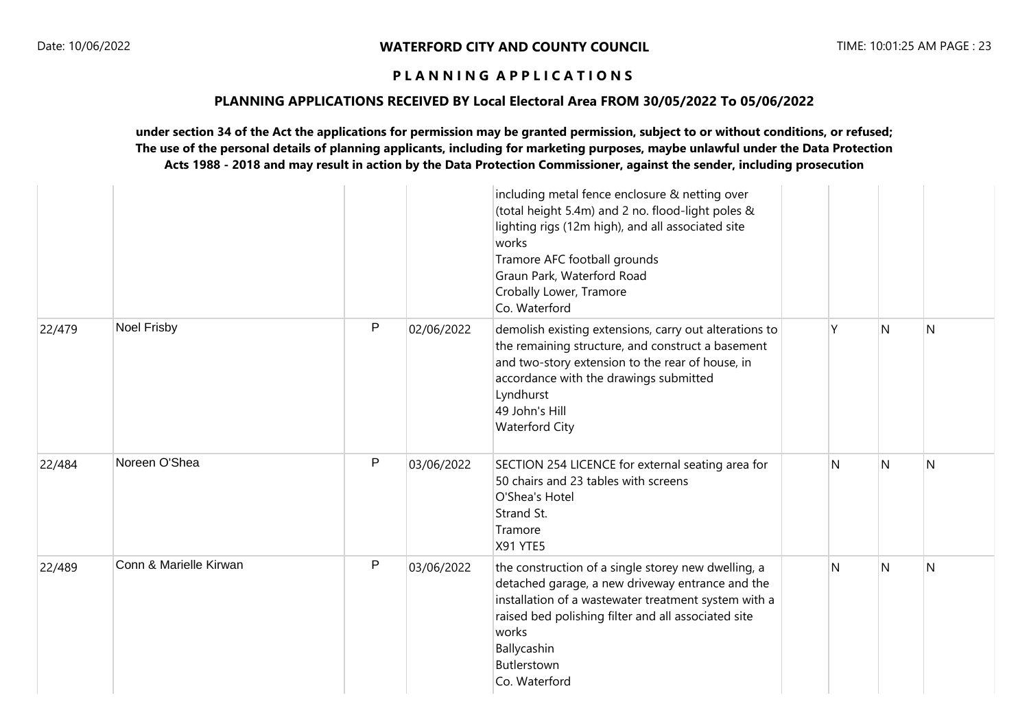# WATERFORD CITY AND COUNTY COUNCIL

## PLANNING APPLICATIONS

### PLANNING APPLICATIONS RECEIVED BY Local Electoral Area FROM 30/05/2022 To 05/06/2022

**under section 34 of the Act the applications for permission may be granted permission, subject to or without conditions, or refused; The use of the personal details of planning applicants, including for marketing purposes, maybe unlawful under the Data Protection Acts 1988 - 2018 and may result in action by the Data Protection Commissioner, against the sender, including prosecution**

| | | | | | | | | |
|---|---|---|---|---|---|---|---|---|
| | | | | including metal fence enclosure & netting over (total height 5.4m) and 2 no. flood-light poles & lighting rigs (12m high), and all associated site works<br>Tramore AFC football grounds<br>Graun Park, Waterford Road<br>Crobally Lower, Tramore<br>Co. Waterford | | | | |
| 22/479 | Noel Frisby | P | 02/06/2022 | demolish existing extensions, carry out alterations to the remaining structure, and construct a basement and two-story extension to the rear of house, in accordance with the drawings submitted<br>Lyndhurst<br>49 John's Hill<br>Waterford City | | Y | N | N |
| 22/484 | Noreen O'Shea | P | 03/06/2022 | SECTION 254 LICENCE for external seating area for 50 chairs and 23 tables with screens<br>O'Shea's Hotel<br>Strand St.<br>Tramore<br>X91 YTE5 | | N | N | N |
| 22/489 | Conn & Marielle Kirwan | P | 03/06/2022 | the construction of a single storey new dwelling, a detached garage, a new driveway entrance and the installation of a wastewater treatment system with a raised bed polishing filter and all associated site works<br>Ballycashin<br>Butlerstown<br>Co. Waterford | | N | N | N |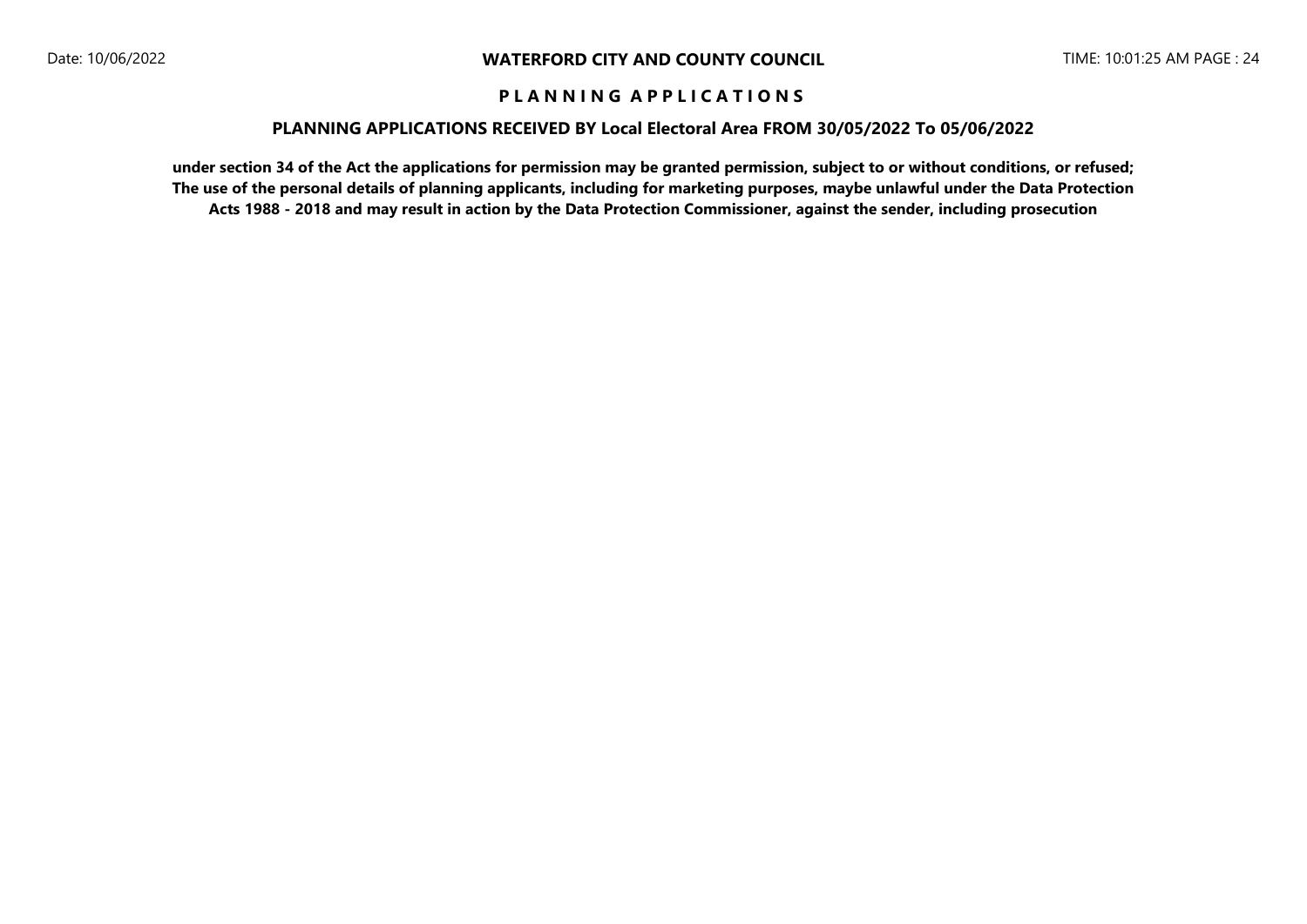# PLANNING APPLICATIONS

## PLANNING APPLICATIONS RECEIVED BY Local Electoral Area FROM 30/05/2022 To 05/06/2022

**under section 34 of the Act the applications for permission may be granted permission, subject to or without conditions, or refused; The use of the personal details of planning applicants, including for marketing purposes, maybe unlawful under the Data Protection Acts 1988 - 2018 and may result in action by the Data Protection Commissioner, against the sender, including prosecution**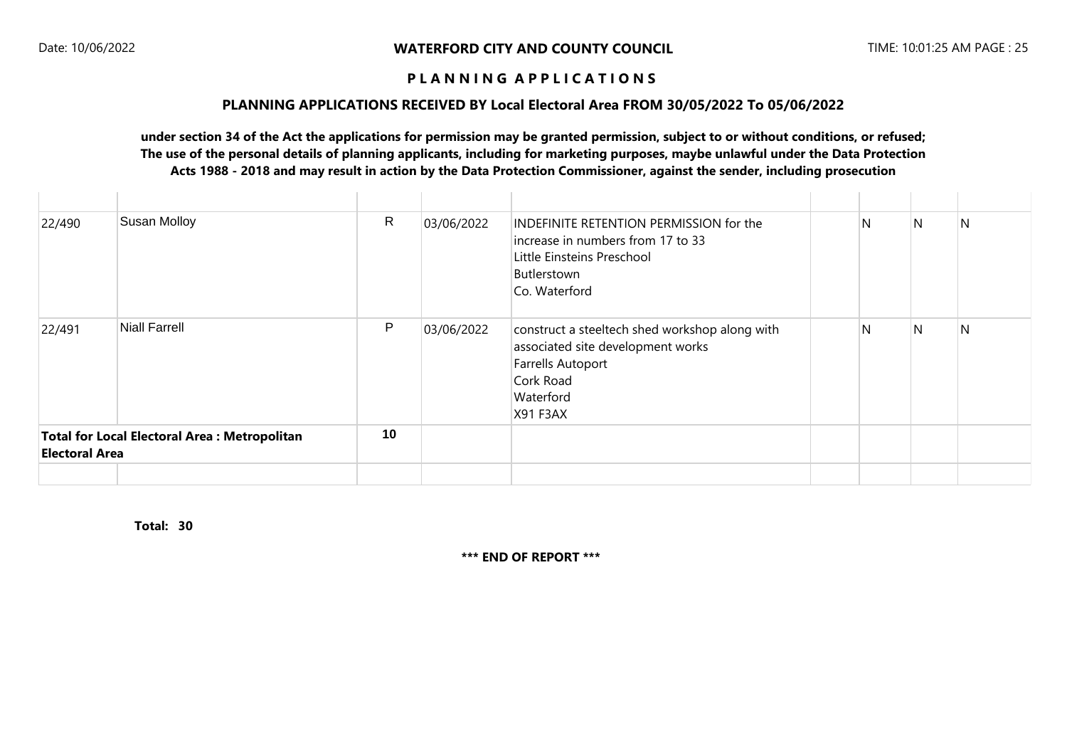**WATERFORD CITY AND COUNTY COUNCIL**

**P L A N N I N G A P P L I C A T I O N S**

**PLANNING APPLICATIONS RECEIVED BY Local Electoral Area FROM 30/05/2022 To 05/06/2022**

**under section 34 of the Act the applications for permission may be granted permission, subject to or without conditions, or refused; The use of the personal details of planning applicants, including for marketing purposes, maybe unlawful under the Data Protection Acts 1988 - 2018 and may result in action by the Data Protection Commissioner, against the sender, including prosecution**

| | | | | | | | | |
|---|---|---|---|---|---|---|---|---|
| 22/490 | Susan Molloy | R | 03/06/2022 | INDEFINITE RETENTION PERMISSION for the increase in numbers from 17 to 33<br>Little Einsteins Preschool<br>Butlerstown<br>Co. Waterford | | N | N | N |
| 22/491 | Niall Farrell | P | 03/06/2022 | construct a steeltech shed workshop along with associated site development works<br>Farrells Autoport<br>Cork Road<br>Waterford<br>X91 F3AX | | N | N | N |
| **Total for Local Electoral Area : Metropolitan Electoral Area** | | **10** | | | | | | |

**Total: 30**

**\*\*\* END OF REPORT \*\*\***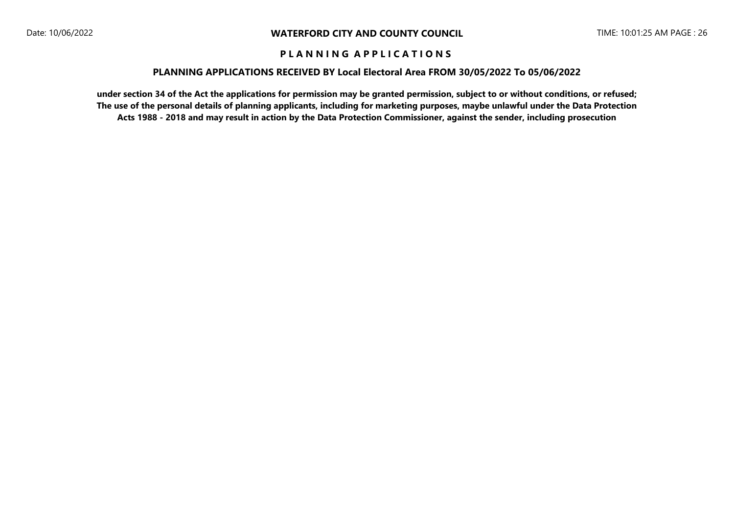# WATERFORD CITY AND COUNTY COUNCIL

## P L A N N I N G   A P P L I C A T I O N S

### PLANNING APPLICATIONS RECEIVED BY Local Electoral Area FROM 30/05/2022 To 05/06/2022

**under section 34 of the Act the applications for permission may be granted permission, subject to or without conditions, or refused; The use of the personal details of planning applicants, including for marketing purposes, maybe unlawful under the Data Protection Acts 1988 - 2018 and may result in action by the Data Protection Commissioner, against the sender, including prosecution**